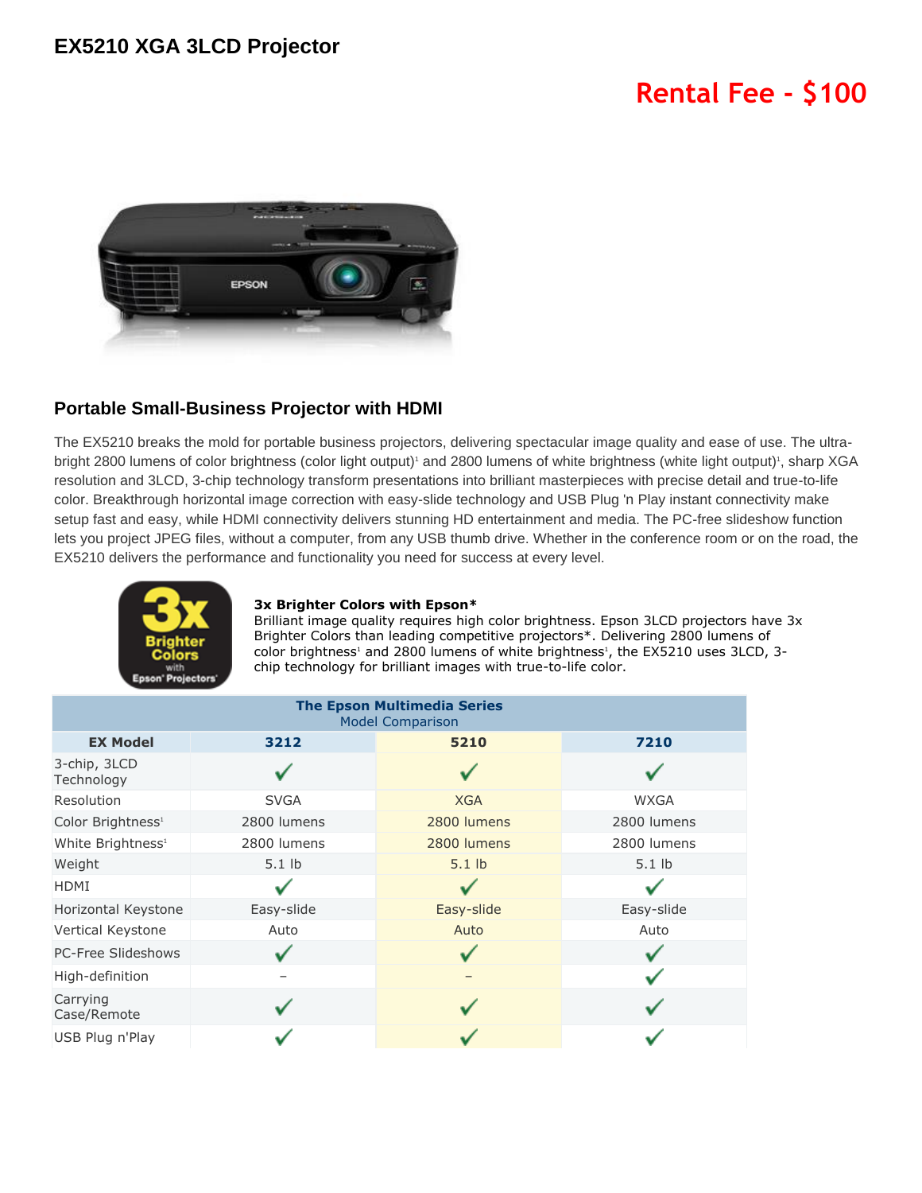# EX5210 XGA 3LCD Projector

## Rental Fee - $100

## Portable Small-Business Projector with HDMI

The EX5210 breaks the mold for portable business projectors, delivering spectacular image quality and ease of use. The ultra-bright 2800 lumens of color brightness (color light output)[1] and 2800 lumens of white brightness (white light output)[1], sharp XGA resolution and 3LCD, 3-chip technology transform presentations into brilliant masterpieces with precise detail and true-to-life color. Breakthrough horizontal image correction with easy-slide technology and USB Plug 'n Play instant connectivity make setup fast and easy, while HDMI connectivity delivers stunning HD entertainment and media. The PC-free slideshow function lets you project JPEG files, without a computer, from any USB thumb drive. Whether in the conference room or on the road, the EX5210 delivers the performance and functionality you need for success at every level.

3x Brighter Colors with Epson' Projectors

**3x Brighter Colors with Epson***
Brilliant image quality requires high color brightness. Epson 3LCD projectors have 3x Brighter Colors than leading competitive projectors*. Delivering 2800 lumens of color brightness[1] and 2800 lumens of white brightness[1], the EX5210 uses 3LCD, 3-chip technology for brilliant images with true-to-life color.

| **The Epson Multimedia Series** Model Comparison | | | |
|---|---|---|---|
| **EX Model** | **3212** | **5210** | **7210** |
| 3-chip, 3LCD Technology | ✓ | ✓ | ✓ |
| Resolution | SVGA | XGA | WXGA |
| Color Brightness[1] | 2800 lumens | 2800 lumens | 2800 lumens |
| White Brightness[1] | 2800 lumens | 2800 lumens | 2800 lumens |
| Weight | 5.1 lb | 5.1 lb | 5.1 lb |
| HDMI | ✓ | ✓ | ✓ |
| Horizontal Keystone | Easy-slide | Easy-slide | Easy-slide |
| Vertical Keystone | Auto | Auto | Auto |
| PC-Free Slideshows | ✓ | ✓ | ✓ |
| High-definition | – | – | ✓ |
| Carrying Case/Remote | ✓ | ✓ | ✓ |
| USB Plug n'Play | ✓ | ✓ | ✓ |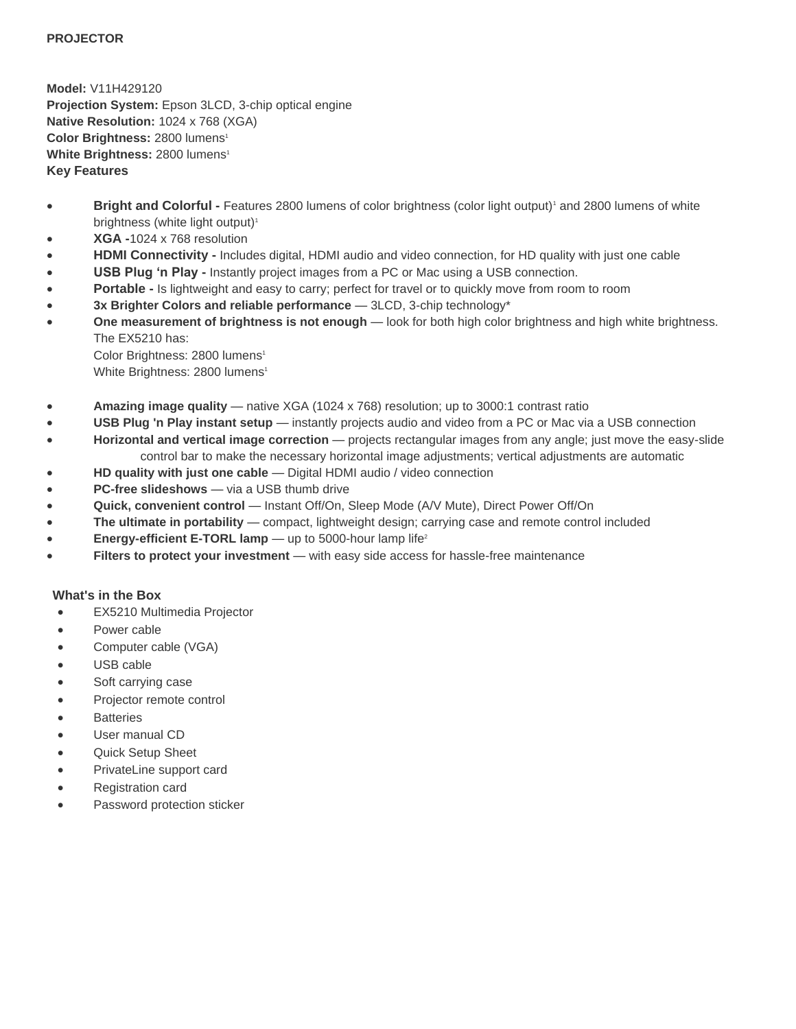**PROJECTOR**

**Model:** V11H429120
**Projection System:** Epson 3LCD, 3-chip optical engine
**Native Resolution:** 1024 x 768 (XGA)
**Color Brightness:** 2800 lumens[1]
**White Brightness:** 2800 lumens[1]
**Key Features**

- **Bright and Colorful -** Features 2800 lumens of color brightness (color light output)[1] and 2800 lumens of white brightness (white light output)[1]
- **XGA -**1024 x 768 resolution
- **HDMI Connectivity -** Includes digital, HDMI audio and video connection, for HD quality with just one cable
- **USB Plug 'n Play -** Instantly project images from a PC or Mac using a USB connection.
- **Portable -** Is lightweight and easy to carry; perfect for travel or to quickly move from room to room
- **3x Brighter Colors and reliable performance** — 3LCD, 3-chip technology*
- **One measurement of brightness is not enough** — look for both high color brightness and high white brightness. The EX5210 has:
  Color Brightness: 2800 lumens[1]
  White Brightness: 2800 lumens[1]

- **Amazing image quality** — native XGA (1024 x 768) resolution; up to 3000:1 contrast ratio
- **USB Plug 'n Play instant setup** — instantly projects audio and video from a PC or Mac via a USB connection
- **Horizontal and vertical image correction** — projects rectangular images from any angle; just move the easy-slide control bar to make the necessary horizontal image adjustments; vertical adjustments are automatic
- **HD quality with just one cable** — Digital HDMI audio / video connection
- **PC-free slideshows** — via a USB thumb drive
- **Quick, convenient control** — Instant Off/On, Sleep Mode (A/V Mute), Direct Power Off/On
- **The ultimate in portability** — compact, lightweight design; carrying case and remote control included
- **Energy-efficient E-TORL lamp** — up to 5000-hour lamp life[2]
- **Filters to protect your investment** — with easy side access for hassle-free maintenance

**What's in the Box**

- EX5210 Multimedia Projector
- Power cable
- Computer cable (VGA)
- USB cable
- Soft carrying case
- Projector remote control
- Batteries
- User manual CD
- Quick Setup Sheet
- PrivateLine support card
- Registration card
- Password protection sticker